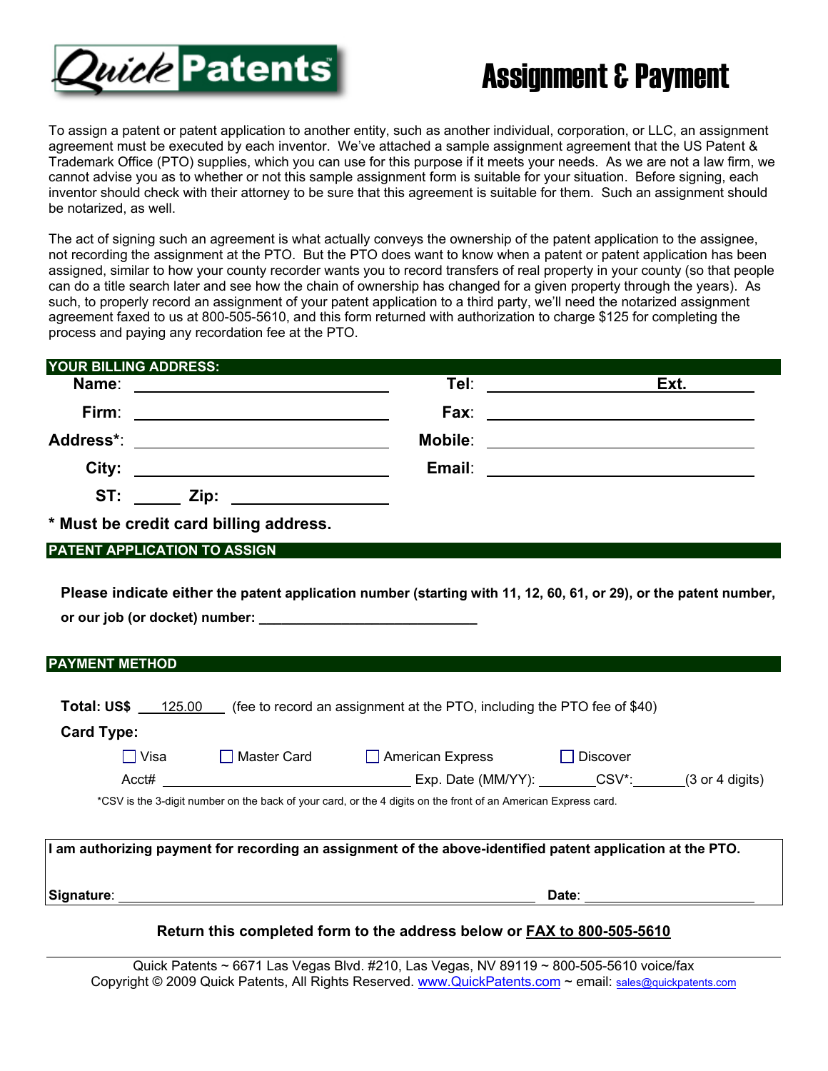# Quick Patents

# Assignment & Payment

To assign a patent or patent application to another entity, such as another individual, corporation, or LLC, an assignment agreement must be executed by each inventor. We've attached a sample assignment agreement that the US Patent & Trademark Office (PTO) supplies, which you can use for this purpose if it meets your needs. As we are not a law firm, we cannot advise you as to whether or not this sample assignment form is suitable for your situation. Before signing, each inventor should check with their attorney to be sure that this agreement is suitable for them. Such an assignment should be notarized, as well.

The act of signing such an agreement is what actually conveys the ownership of the patent application to the assignee, not recording the assignment at the PTO. But the PTO does want to know when a patent or patent application has been assigned, similar to how your county recorder wants you to record transfers of real property in your county (so that people can do a title search later and see how the chain of ownership has changed for a given property through the years). As such, to properly record an assignment of your patent application to a third party, we'll need the notarized assignment agreement faxed to us at 800-505-5610, and this form returned with authorization to charge $125 for completing the process and paying any recordation fee at the PTO.

## YOUR BILLING ADDRESS:

**Name**: ______________________ **Tel**: ______________ **Ext.** ______

**Firm**: ______________________ **Fax**: ______________________

**Address***: ______________________ **Mobile**: ______________________

**City:** ______________________ **Email**: ______________________

**ST:** ______ **Zip:** ______________

**\* Must be credit card billing address.**

## PATENT APPLICATION TO ASSIGN

**Please indicate either the patent application number (starting with 11, 12, 60, 61, or 29), or the patent number, or our job (or docket) number:** ______________________

## PAYMENT METHOD

**Total: US$** 125.00 (fee to record an assignment at the PTO, including the PTO fee of $40)

**Card Type:**

☐ Visa ☐ Master Card ☐ American Express ☐ Discover

Acct# ______________________ Exp. Date (MM/YY): ________ CSV*: ________ (3 or 4 digits)

*CSV is the 3-digit number on the back of your card, or the 4 digits on the front of an American Express card.

**I am authorizing payment for recording an assignment of the above-identified patent application at the PTO.**

**Signature**: ______________________________ **Date**: ______________

**Return this completed form to the address below or FAX to 800-505-5610**

Quick Patents ~ 6671 Las Vegas Blvd. #210, Las Vegas, NV 89119 ~ 800-505-5610 voice/fax
Copyright © 2009 Quick Patents, All Rights Reserved. www.QuickPatents.com ~ email: sales@quickpatents.com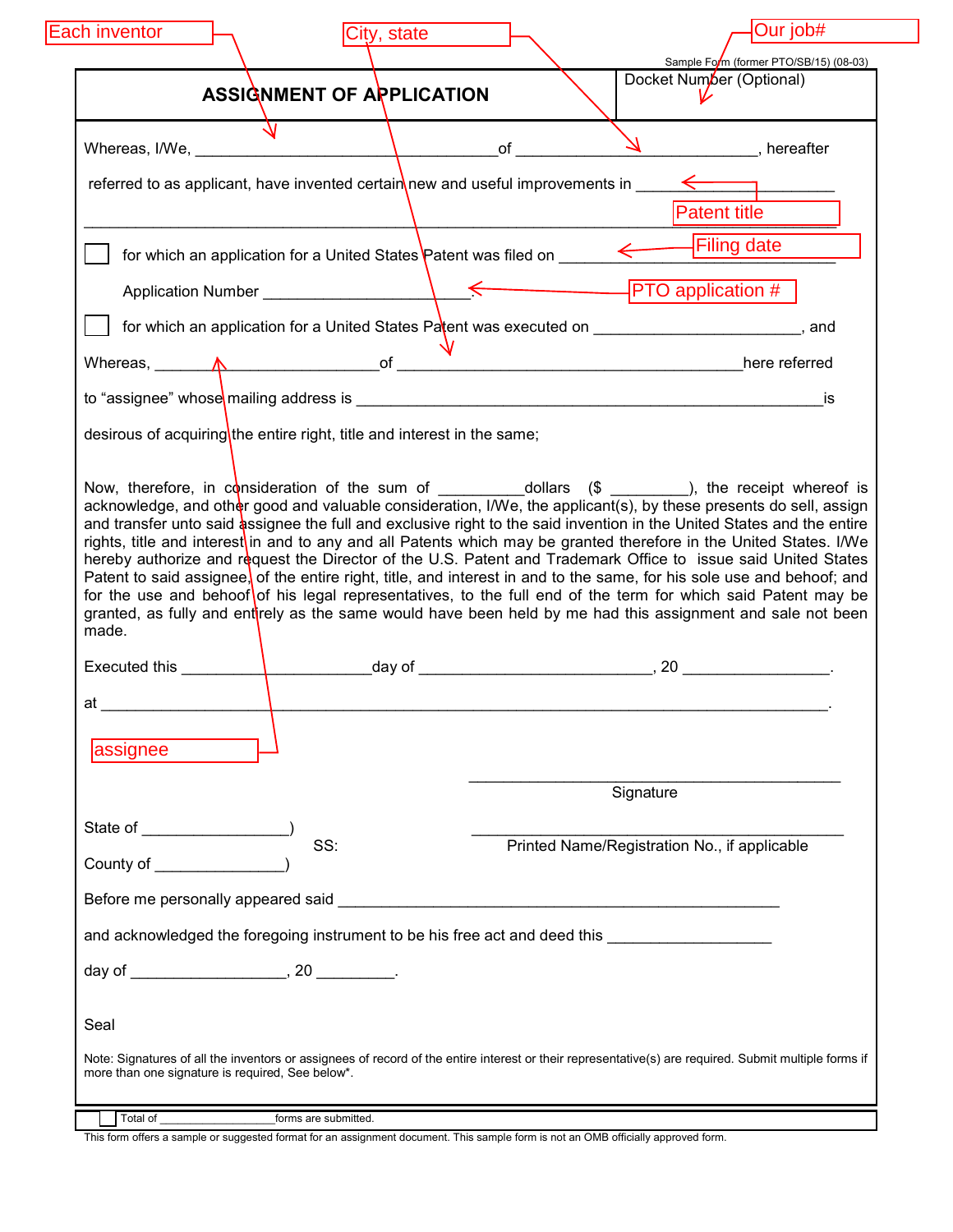Sample Form (former PTO/SB/15) (08-03)

| **ASSIGNMENT OF APPLICATION** | Docket Number (Optional) |
|---|---|

Each inventor

City, state

Our job#

Whereas, I/We, ___________________________________of ____________________________, hereafter

referred to as applicant, have invented certain new and useful improvements in ________________________

_______________________________________________________________________________________________

Patent title

☐ for which an application for a United States Patent was filed on ___________________________________

Filing date

Application Number ________________________.

PTO application #

☐ for which an application for a United States Patent was executed on ________________________, and

Whereas, ___________________________of _______________________________________here referred

to "assignee" whose mailing address is _____________________________________________________is

desirous of acquiring the entire right, title and interest in the same;

Now, therefore, in consideration of the sum of __________dollars ($ _________), the receipt whereof is acknowledge, and other good and valuable consideration, I/We, the applicant(s), by these presents do sell, assign and transfer unto said assignee the full and exclusive right to the said invention in the United States and the entire rights, title and interest in and to any and all Patents which may be granted therefore in the United States. I/We hereby authorize and request the Director of the U.S. Patent and Trademark Office to issue said United States Patent to said assignee, of the entire right, title, and interest in and to the same, for his sole use and behoof; and for the use and behoof of his legal representatives, to the full end of the term for which said Patent may be granted, as fully and entirely as the same would have been held by me had this assignment and sale not been made.

Executed this ______________________day of ___________________________, 20 _________________.

at ________________________________________________________________________________.

assignee

_____________________________________________
Signature

State of _________________)
SS:
County of _______________)

_____________________________________________
Printed Name/Registration No., if applicable

Before me personally appeared said ___________________________________________________

and acknowledged the foregoing instrument to be his free act and deed this ___________________

day of __________________, 20 _________.

Seal

Note: Signatures of all the inventors or assignees of record of the entire interest or their representative(s) are required. Submit multiple forms if more than one signature is required, See below*.

☐ Total of _________________forms are submitted.

This form offers a sample or suggested format for an assignment document. This sample form is not an OMB officially approved form.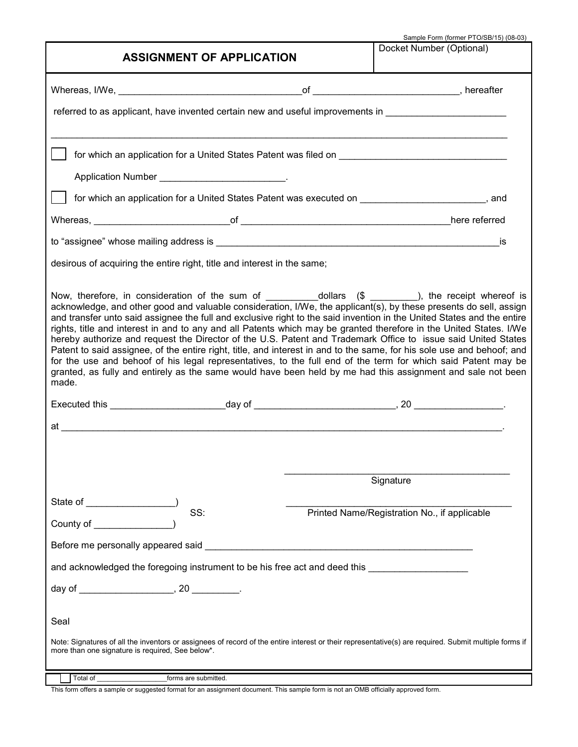Sample Form (former PTO/SB/15) (08-03)

| ASSIGNMENT OF APPLICATION | Docket Number (Optional) |
|---|---|

Whereas, I/We, ___________________________________of ___________________________, hereafter

referred to as applicant, have invented certain new and useful improvements in ______________________

_____________________________________________________________________________________

☐ for which an application for a United States Patent was filed on ________________________________

Application Number ________________________.

☐ for which an application for a United States Patent was executed on _______________________, and

Whereas, _________________________of _______________________________________here referred

to "assignee" whose mailing address is _______________________________________________________is

desirous of acquiring the entire right, title and interest in the same;

Now, therefore, in consideration of the sum of _________dollars ($ ________), the receipt whereof is acknowledge, and other good and valuable consideration, I/We, the applicant(s), by these presents do sell, assign and transfer unto said assignee the full and exclusive right to the said invention in the United States and the entire rights, title and interest in and to any and all Patents which may be granted therefore in the United States. I/We hereby authorize and request the Director of the U.S. Patent and Trademark Office to issue said United States Patent to said assignee, of the entire right, title, and interest in and to the same, for his sole use and behoof; and for the use and behoof of his legal representatives, to the full end of the term for which said Patent may be granted, as fully and entirely as the same would have been held by me had this assignment and sale not been made.

Executed this _____________________day of __________________________, 20 ________________.

at ____________________________________________________________________________________.

_____________________________________________
Signature

State of ________________)
SS:
County of _______________)

_____________________________________________
Printed Name/Registration No., if applicable

Before me personally appeared said ___________________________________________________

and acknowledged the foregoing instrument to be his free act and deed this __________________

day of _________________, 20 _________.

Seal

Note: Signatures of all the inventors or assignees of record of the entire interest or their representative(s) are required. Submit multiple forms if more than one signature is required, See below*.

☐ Total of _________________forms are submitted.

This form offers a sample or suggested format for an assignment document. This sample form is not an OMB officially approved form.